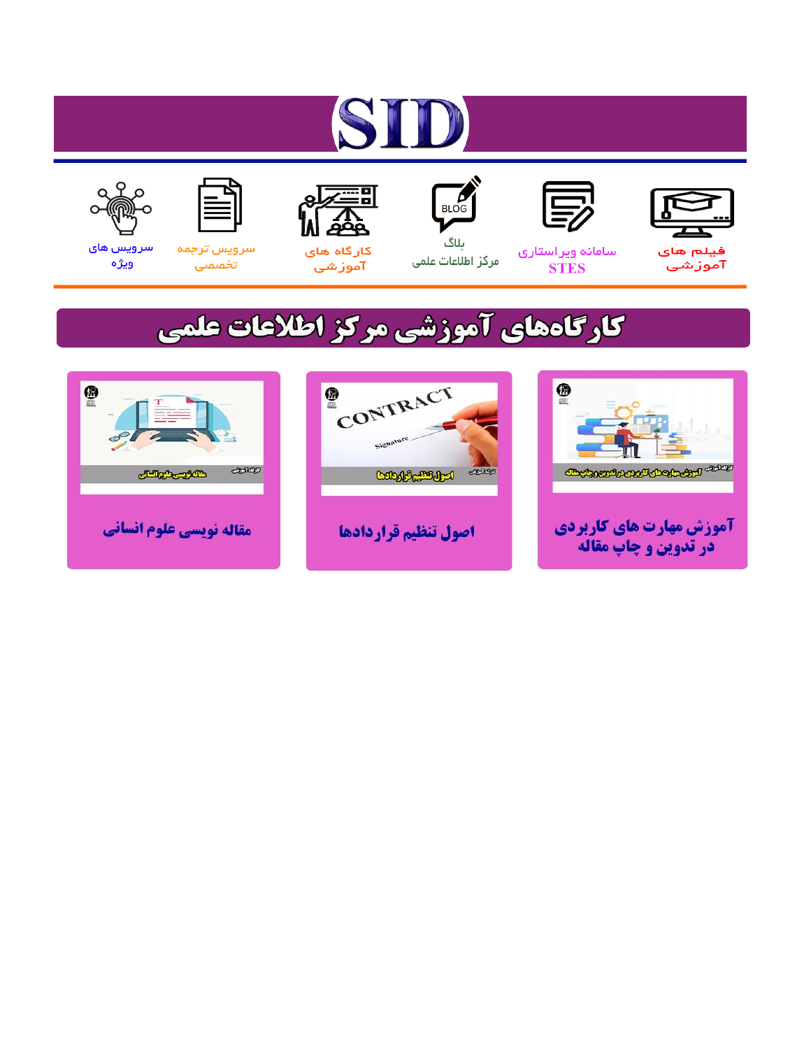# SID

فیلم های آموزشی

سامانه ویراستاری STES

بلاگ مرکز اطلاعات علمی

کارگاه های آموزشی

سرویس ترجمه تخصصی

سرویس های ویژه

## کارگاه‌های آموزشی مرکز اطلاعات علمی

آموزش مهارت های کاربردی در تدوین و چاپ مقاله

اصول تنظیم قراردادها

مقاله نویسی علوم انسانی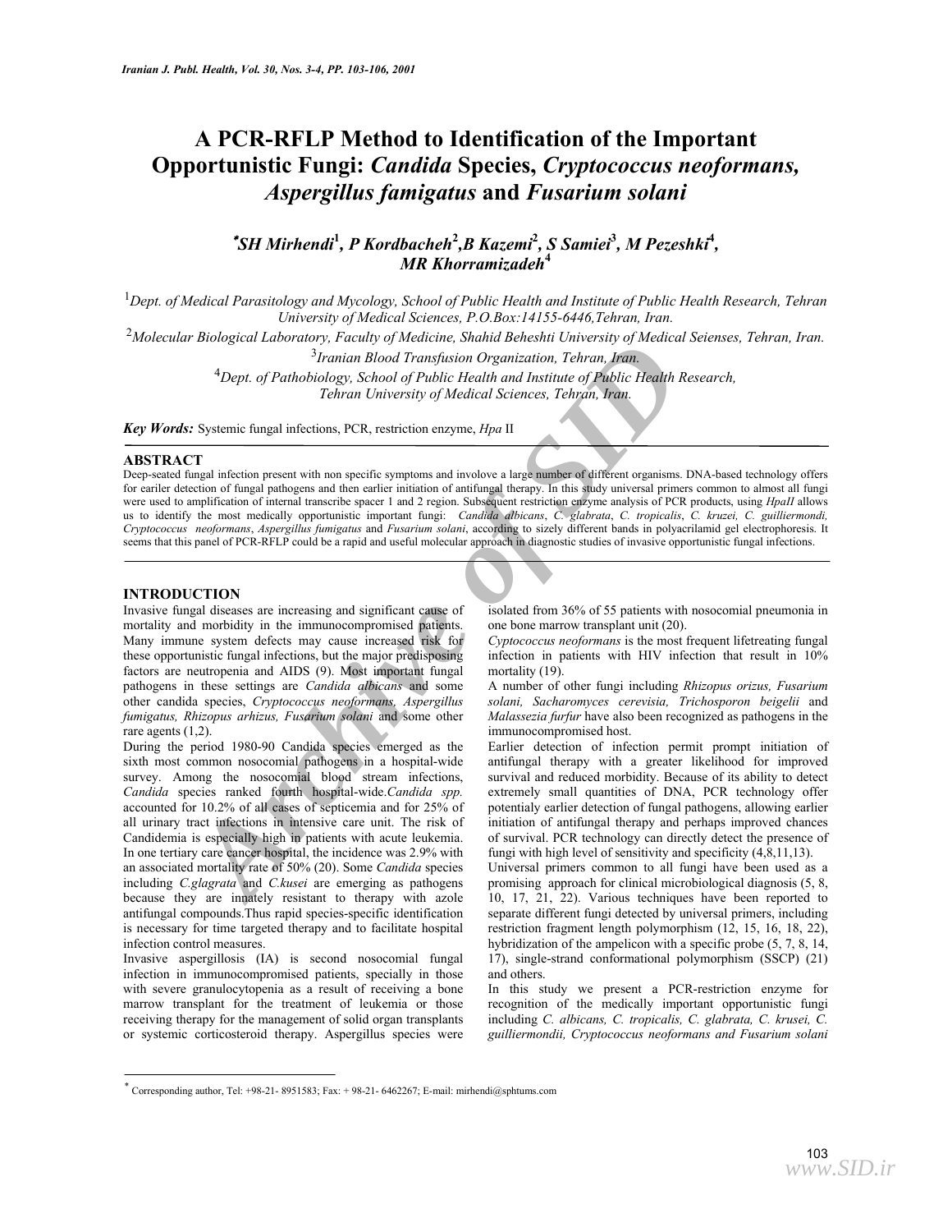# A PCR-RFLP Method to Identification of the Important Opportunistic Fungi: *Candida* Species, *Cryptococcus neoformans, Aspergillus famigatus* and *Fusarium solani*

**\*SH Mirhendi[1], P Kordbacheh[2], B Kazemi[2], S Samiei[3], M Pezeshki[4], MR Khorramizadeh[4]**

[1]Dept. of Medical Parasitology and Mycology, School of Public Health and Institute of Public Health Research, Tehran University of Medical Sciences, P.O.Box:14155-6446, Tehran, Iran.

[2]Molecular Biological Laboratory, Faculty of Medicine, Shahid Beheshti University of Medical Seienses, Tehran, Iran.

[3]Iranian Blood Transfusion Organization, Tehran, Iran.

[4]Dept. of Pathobiology, School of Public Health and Institute of Public Health Research, Tehran University of Medical Sciences, Tehran, Iran.

***Key Words:*** Systemic fungal infections, PCR, restriction enzyme, *Hpa* II

## ABSTRACT

Deep-seated fungal infection present with non specific symptoms and involove a large number of different organisms. DNA-based technology offers for eariler detection of fungal pathogens and then earlier initiation of antifungal therapy. In this study universal primers common to almost all fungi were used to amplification of internal transcribe spacer 1 and 2 region. Subsequent restriction enzyme analysis of PCR products, using *HpaII* allows us to identify the most medically opportunistic important fungi: *Candida albicans*, *C. glabrata*, *C. tropicalis*, *C. kruzei, C. guilliermondi, Cryptococcus neoformans*, *Aspergillus fumigatus* and *Fusarium solani*, according to sizely different bands in polyacrilamid gel electrophoresis. It seems that this panel of PCR-RFLP could be a rapid and useful molecular approach in diagnostic studies of invasive opportunistic fungal infections.

## INTRODUCTION

Invasive fungal diseases are increasing and significant cause of mortality and morbidity in the immunocompromised patients. Many immune system defects may cause increased risk for these opportunistic fungal infections, but the major predisposing factors are neutropenia and AIDS (9). Most important fungal pathogens in these settings are *Candida albicans* and some other candida species, *Cryptococcus neoformans, Aspergillus fumigatus, Rhizopus arhizus, Fusarium solani* and some other rare agents (1,2).

During the period 1980-90 Candida species emerged as the sixth most common nosocomial pathogens in a hospital-wide survey. Among the nosocomial blood stream infections, *Candida* species ranked fourth hospital-wide. *Candida spp.* accounted for 10.2% of all cases of septicemia and for 25% of all urinary tract infections in intensive care unit. The risk of Candidemia is especially high in patients with acute leukemia. In one tertiary care cancer hospital, the incidence was 2.9% with an associated mortality rate of 50% (20). Some *Candida* species including *C.glagrata* and *C.kusei* are emerging as pathogens because they are innately resistant to therapy with azole antifungal compounds. Thus rapid species-specific identification is necessary for time targeted therapy and to facilitate hospital infection control measures.

Invasive aspergillosis (IA) is second nosocomial fungal infection in immunocompromised patients, specially in those with severe granulocytopenia as a result of receiving a bone marrow transplant for the treatment of leukemia or those receiving therapy for the management of solid organ transplants or systemic corticosteroid therapy. Aspergillus species were isolated from 36% of 55 patients with nosocomial pneumonia in one bone marrow transplant unit (20).

*Cyptococcus neoformans* is the most frequent lifetreating fungal infection in patients with HIV infection that result in 10% mortality (19).

A number of other fungi including *Rhizopus orizus, Fusarium solani, Sacharomyces cerevisia, Trichosporon beigelii* and *Malassezia furfur* have also been recognized as pathogens in the immunocompromised host.

Earlier detection of infection permit prompt initiation of antifungal therapy with a greater likelihood for improved survival and reduced morbidity. Because of its ability to detect extremely small quantities of DNA, PCR technology offer potentialy earlier detection of fungal pathogens, allowing earlier initiation of antifungal therapy and perhaps improved chances of survival. PCR technology can directly detect the presence of fungi with high level of sensitivity and specificity (4,8,11,13).

Universal primers common to all fungi have been used as a promising approach for clinical microbiological diagnosis (5, 8, 10, 17, 21, 22). Various techniques have been reported to separate different fungi detected by universal primers, including restriction fragment length polymorphism (12, 15, 16, 18, 22), hybridization of the ampelicon with a specific probe (5, 7, 8, 14, 17), single-strand conformational polymorphism (SSCP) (21) and others.

In this study we present a PCR-restriction enzyme for recognition of the medically important opportunistic fungi including *C. albicans, C. tropicalis, C. glabrata, C. krusei, C. guilliermondii, Cryptococcus neoformans and Fusarium solani*

---

\* Corresponding author, Tel: +98-21- 8951583; Fax: + 98-21- 6462267; E-mail: mirhendi@sphtums.com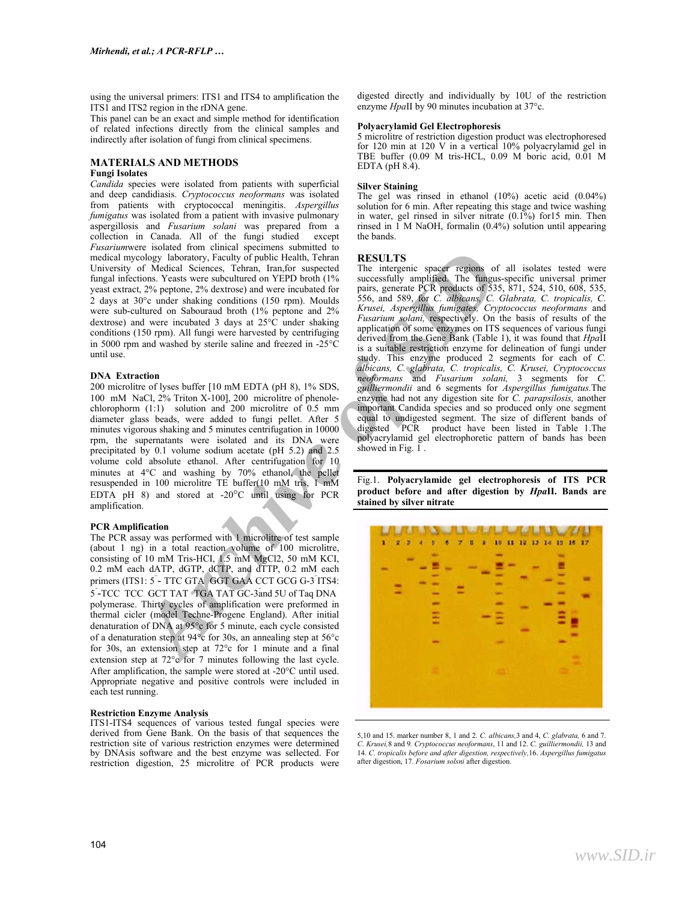using the universal primers: ITS1 and ITS4 to amplification the ITS1 and ITS2 region in the rDNA gene.

This panel can be an exact and simple method for identification of related infections directly from the clinical samples and indirectly after isolation of fungi from clinical specimens.

## MATERIALS AND METHODS

### Fungi Isolates

*Candida* species were isolated from patients with superficial and deep candidiasis. *Cryptococcus neoformans* was isolated from patients with cryptococcal meningitis. *Aspergillus fumigatus* was isolated from a patient with invasive pulmonary aspergillosis and *Fusarium solani* was prepared from a collection in Canada. All of the fungi studied except *Fusarium*were isolated from clinical specimens submitted to medical mycology laboratory, Faculty of public Health, Tehran University of Medical Sciences, Tehran, Iran,for suspected fungal infections. Yeasts were subcultured on YEPD broth (1% yeast extract, 2% peptone, 2% dextrose) and were incubated for 2 days at 30°c under shaking conditions (150 rpm). Moulds were sub-cultured on Sabouraud broth (1% peptone and 2% dextrose) and were incubated 3 days at 25°C under shaking conditions (150 rpm). All fungi were harvested by centrifuging in 5000 rpm and washed by sterile saline and freezed in -25°C until use.

### DNA Extraction

200 microlitre of lyses buffer [10 mM EDTA (pH 8), 1% SDS, 100 mM NaCl, 2% Triton X-100], 200 microlitre of phenole-chlorophorm (1:1) solution and 200 microlitre of 0.5 mm diameter glass beads, were added to fungi pellet. After 5 minutes vigorous shaking and 5 minutes centrifugation in 10000 rpm, the supernatants were isolated and its DNA were precipitated by 0.1 volume sodium acetate (pH 5.2) and 2.5 volume cold absolute ethanol. After centrifugation for 10 minutes at 4°C and washing by 70% ethanol, the pellet resuspended in 100 microlitre TE buffer(10 mM tris, 1 mM EDTA pH 8) and stored at -20°C until using for PCR amplification.

### PCR Amplification

The PCR assay was performed with 1 microlitre of test sample (about 1 ng) in a total reaction volume of 100 microlitre, consisting of 10 mM Tris-HCl, 1.5 mM $MgCl_2$, 50 mM KCl, 0.2 mM each dATP, dGTP, dCTP, and dTTP, 0.2 mM each primers (ITS1: 5´- TTC GTA GGT GAA CCT GCG G-3´ITS4: 5´-TCC TCC GCT TAT TGA TAT GC-3´and 5U of Taq DNA polymerase. Thirty cycles of amplification were preformed in thermal cicler (model Techne-Progene England). After initial denaturation of DNA at 95°c for 5 minute, each cycle consisted of a denaturation step at 94°c for 30s, an annealing step at 56°c for 30s, an extension step at 72°c for 1 minute and a final extension step at 72°c for 7 minutes following the last cycle. After amplification, the sample were stored at -20°C until used. Appropriate negative and positive controls were included in each test running.

### Restriction Enzyme Analysis

ITS1-ITS4 sequences of various tested fungal species were derived from Gene Bank. On the basis of that sequences the restriction site of various restriction enzymes were determined by DNAsis software and the best enzyme was sellected. For restriction digestion, 25 microlitre of PCR products were digested directly and individually by 10U of the restriction enzyme *Hpa*II by 90 minutes incubation at 37°c.

### Polyacrylamid Gel Electrophoresis

5 microlitre of restriction digestion product was electrophoresed for 120 min at 120 V in a vertical 10% polyacrylamid gel in TBE buffer (0.09 M tris-HCL, 0.09 M boric acid, 0.01 M EDTA (pH 8.4).

### Silver Staining

The gel was rinsed in ethanol (10%) acetic acid (0.04%) solution for 6 min. After repeating this stage and twice washing in water, gel rinsed in silver nitrate (0.1%) for15 min. Then rinsed in 1 M NaOH, formalin (0.4%) solution until appearing the bands.

## RESULTS

The intergenic spacer regions of all isolates tested were successfully amplified. The fungus-specific universal primer pairs, generate PCR products of 535, 871, 524, 510, 608, 535, 556, and 589, for *C. albicans, C. Glabrata, C. tropicalis, C. Krusei, Aspergillus fumigates, Cryptococcus neoformans* and *Fusarium solani,* respectively. On the basis of results of the application of some enzymes on ITS sequences of various fungi derived from the Gene Bank (Table 1), it was found that *Hpa*II is a suitable restriction enzyme for delineation of fungi under study. This enzyme produced 2 segments for each of *C. albicans, C. glabrata, C. tropicalis, C. Krusei, Cryptococcus neoformans* and *Fusarium solani,* 3 segments for *C. guilliermondii* and 6 segments for *Aspergillus fumigatus.*The enzyme had not any digestion site for *C. parapsilosis,* another important Candida species and so produced only one segment equal to undigested segment. The size of different bands of digested PCR product have been listed in Table 1.The polyacrylamid gel electrophoretic pattern of bands has been showed in Fig. 1 .

Fig.1. **Polyacrylamide gel electrophoresis of ITS PCR product before and after digestion by *Hpa*II. Bands are stained by silver nitrate**

5,10 and 15. marker number 8, 1 and 2. *C. albicans,*3 and 4, *C. glabrata,* 6 and 7. *C. Krusei,*8 and 9. *Cryptococcus neoformans*, 11 and 12. *C. guilliermondii,* 13 and 14. *C. tropicalis before and after digestion, respectively,*16. *Aspergillus fumigatus* after digestion, 17. *Fosarium solsni* after digestion.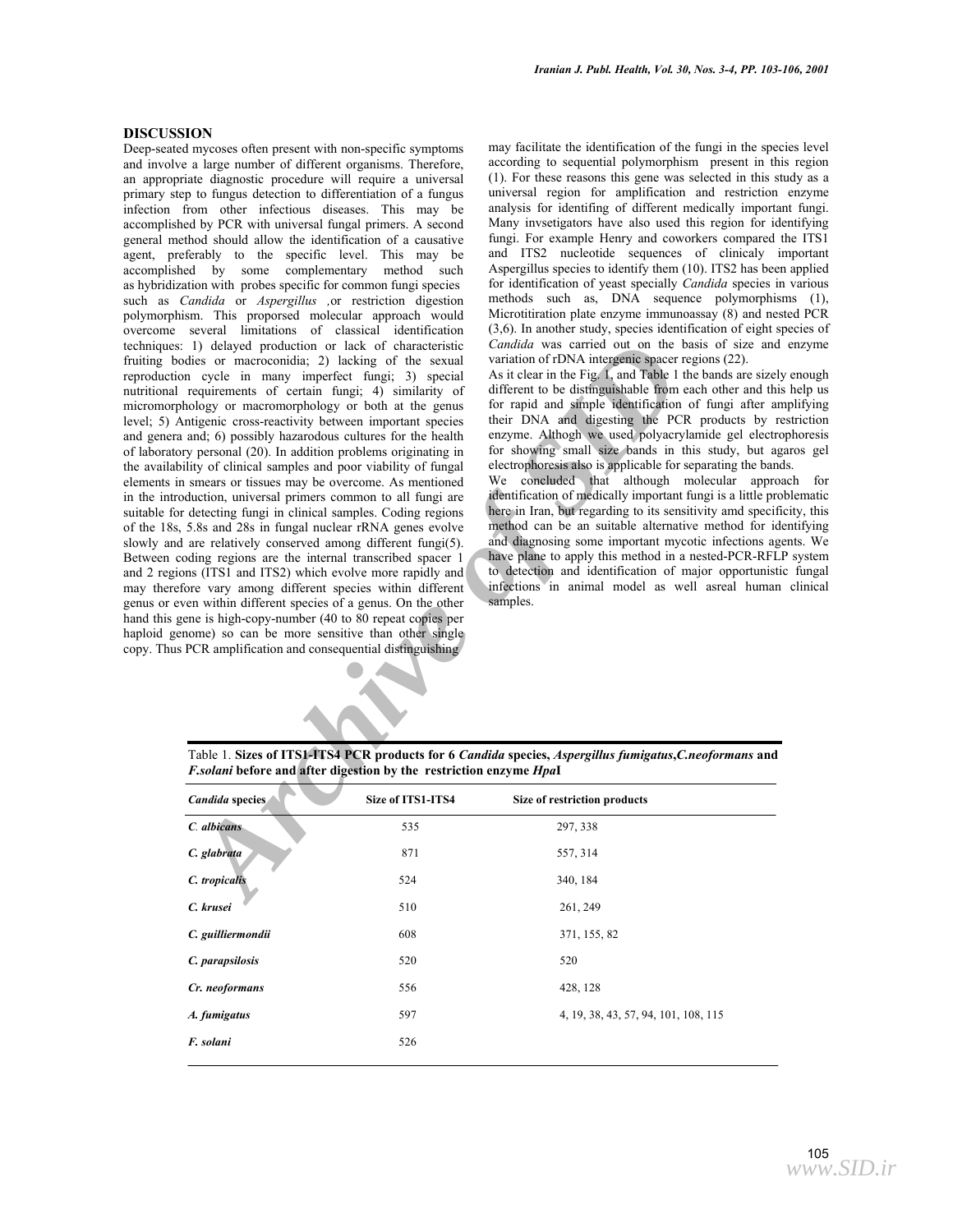## DISCUSSION

Deep-seated mycoses often present with non-specific symptoms and involve a large number of different organisms. Therefore, an appropriate diagnostic procedure will require a universal primary step to fungus detection to differentiation of a fungus infection from other infectious diseases. This may be accomplished by PCR with universal fungal primers. A second general method should allow the identification of a causative agent, preferably to the specific level. This may be accomplished by some complementary method such as hybridization with probes specific for common fungi species such as *Candida* or *Aspergillus* ,or restriction digestion polymorphism. This proposed molecular approach would overcome several limitations of classical identification techniques: 1) delayed production or lack of characteristic fruiting bodies or macroconidia; 2) lacking of the sexual reproduction cycle in many imperfect fungi; 3) special nutritional requirements of certain fungi; 4) similarity of micromorphology or macromorphology or both at the genus level; 5) Antigenic cross-reactivity between important species and genera and; 6) possibly hazarodous cultures for the health of laboratory personal (20). In addition problems originating in the availability of clinical samples and poor viability of fungal elements in smears or tissues may be overcome. As mentioned in the introduction, universal primers common to all fungi are suitable for detecting fungi in clinical samples. Coding regions of the 18s, 5.8s and 28s in fungal nuclear rRNA genes evolve slowly and are relatively conserved among different fungi(5). Between coding regions are the internal transcribed spacer 1 and 2 regions (ITS1 and ITS2) which evolve more rapidly and may therefore vary among different species within different genus or even within different species of a genus. On the other hand this gene is high-copy-number (40 to 80 repeat copies per haploid genome) so can be more sensitive than other single copy. Thus PCR amplification and consequential distinguishing may facilitate the identification of the fungi in the species level according to sequential polymorphism present in this region (1). For these reasons this gene was selected in this study as a universal region for amplification and restriction enzyme analysis for identifing of different medically important fungi. Many invsetigators have also used this region for identifying fungi. For example Henry and coworkers compared the ITS1 and ITS2 nucleotide sequences of clinicaly important Aspergillus species to identify them (10). ITS2 has been applied for identification of yeast specially *Candida* species in various methods such as, DNA sequence polymorphisms (1), Microtitiration plate enzyme immunoassay (8) and nested PCR (3,6). In another study, species identification of eight species of *Candida* was carried out on the basis of size and enzyme variation of rDNA intergenic spacer regions (22).

As it clear in the Fig. 1, and Table 1 the bands are sizely enough different to be distinguishable from each other and this help us for rapid and simple identification of fungi after amplifying their DNA and digesting the PCR products by restriction enzyme. Althogh we used polyacrylamide gel electrophoresis for showing small size bands in this study, but agaros gel electrophoresis also is applicable for separating the bands.

We concluded that although molecular approach for identification of medically important fungi is a little problematic here in Iran, but regarding to its sensitivity amd specificity, this method can be an suitable alternative method for identifying and diagnosing some important mycotic infections agents. We have plane to apply this method in a nested-PCR-RFLP system to detection and identification of major opportunistic fungal infections in animal model as well asreal human clinical samples.

Table 1. **Sizes of ITS1-ITS4 PCR products for 6 *Candida* species, *Aspergillus fumigatus*,*C.neoformans* and *F.solani* before and after digestion by the restriction enzyme *Hpa*I**

| *Candida* species | Size of ITS1-ITS4 | Size of restriction products |
|---|---|---|
| *C. albicans* | 535 | 297, 338 |
| *C. glabrata* | 871 | 557, 314 |
| *C. tropicalis* | 524 | 340, 184 |
| *C. krusei* | 510 | 261, 249 |
| *C. guilliermondii* | 608 | 371, 155, 82 |
| *C. parapsilosis* | 520 | 520 |
| *Cr. neoformans* | 556 | 428, 128 |
| *A. fumigatus* | 597 | 4, 19, 38, 43, 57, 94, 101, 108, 115 |
| *F. solani* | 526 | |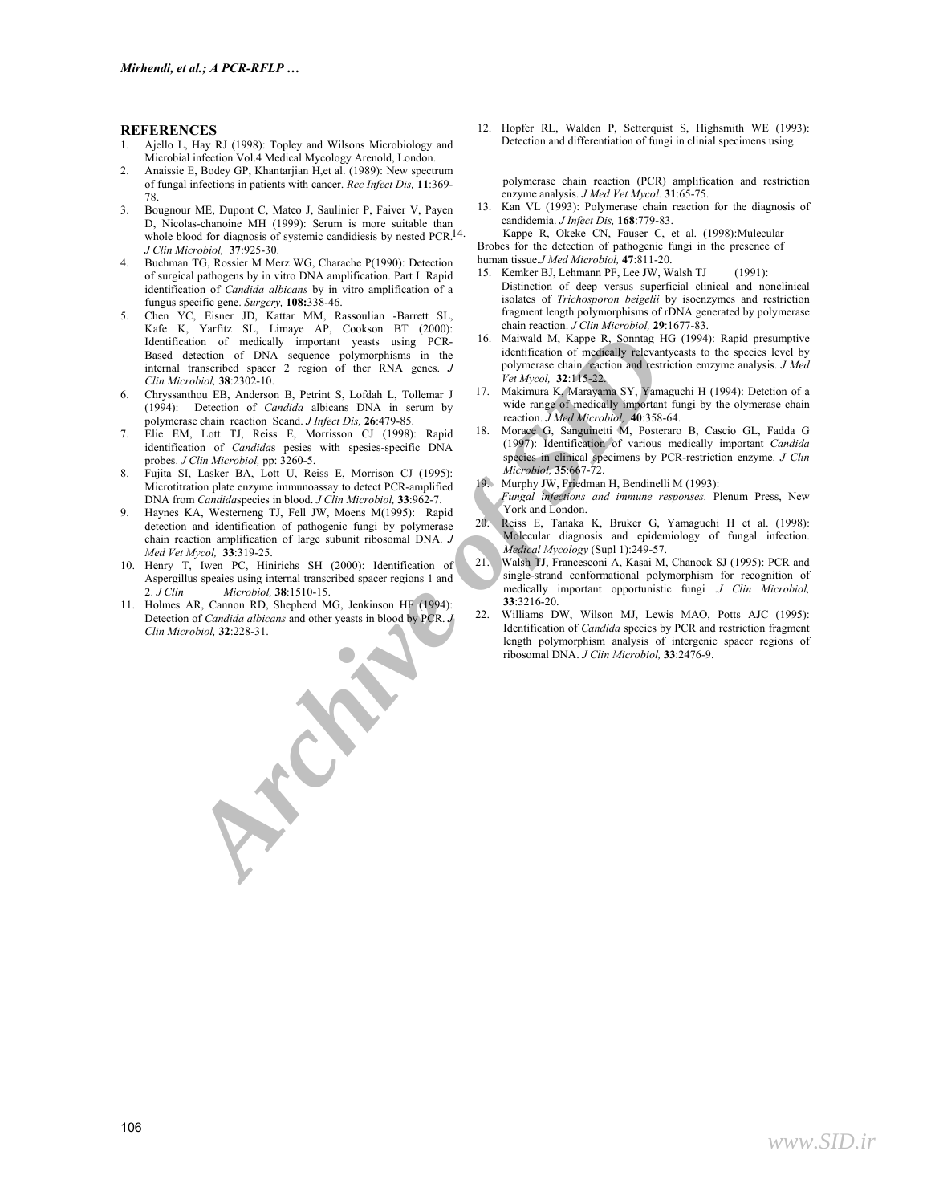## REFERENCES

1. Ajello L, Hay RJ (1998): Topley and Wilsons Microbiology and Microbial infection Vol.4 Medical Mycology Arenold, London.
2. Anaissie E, Bodey GP, Khantarjian H,et al. (1989): New spectrum of fungal infections in patients with cancer. *Rec Infect Dis,* **11**:369-78.
3. Bougnour ME, Dupont C, Mateo J, Saulinier P, Faiver V, Payen D, Nicolas-chanoine MH (1999): Serum is more suitable than whole blood for diagnosis of systemic candidiesis by nested PCR. *J Clin Microbiol,* **37**:925-30.
4. Buchman TG, Rossier M Merz WG, Charache P(1990): Detection of surgical pathogens by in vitro DNA amplification. Part I. Rapid identification of *Candida albicans* by in vitro amplification of a fungus specific gene. *Surgery,* **108:**338-46.
5. Chen YC, Eisner JD, Kattar MM, Rassoulian -Barrett SL, Kafe K, Yarfitz SL, Limaye AP, Cookson BT (2000): Identification of medically important yeasts using PCR-Based detection of DNA sequence polymorphisms in the internal transcribed spacer 2 region of ther RNA genes. *J Clin Microbiol,* **38**:2302-10.
6. Chryssanthou EB, Anderson B, Petrint S, Lofdah L, Tollemar J (1994): Detection of *Candida* albicans DNA in serum by polymerase chain reaction Scand. *J Infect Dis,* **26**:479-85.
7. Elie EM, Lott TJ, Reiss E, Morrisson CJ (1998): Rapid identification of *Candida*s pesies with spesies-specific DNA probes. *J Clin Microbiol,* pp: 3260-5.
8. Fujita SI, Lasker BA, Lott U, Reiss E, Morrison CJ (1995): Microtitration plate enzyme immunoassay to detect PCR-amplified DNA from *Candida*species in blood. *J Clin Microbiol,* **33**:962-7.
9. Haynes KA, Westerneng TJ, Fell JW, Moens M(1995): Rapid detection and identification of pathogenic fungi by polymerase chain reaction amplification of large subunit ribosomal DNA. *J Med Vet Mycol,* **33**:319-25.
10. Henry T, Iwen PC, Hinirichs SH (2000): Identification of Aspergillus speaies using internal transcribed spacer regions 1 and 2. *J Clin Microbiol,* **38**:1510-15.
11. Holmes AR, Cannon RD, Shepherd MG, Jenkinson HF (1994): Detection of *Candida albicans* and other yeasts in blood by PCR. *J Clin Microbiol,* **32**:228-31.
12. Hopfer RL, Walden P, Setterquist S, Highsmith WE (1993): Detection and differentiation of fungi in clinial specimens using polymerase chain reaction (PCR) amplification and restriction enzyme analysis. *J Med Vet Mycol.* **31**:65-75.
13. Kan VL (1993): Polymerase chain reaction for the diagnosis of candidemia. *J Infect Dis,* **168**:779-83.
14. Kappe R, Okeke CN, Fauser C, et al. (1998):Mulecular Brobes for the detection of pathogenic fungi in the presence of human tissue.*J Med Microbiol,* **47**:811-20.
15. Kemker BJ, Lehmann PF, Lee JW, Walsh TJ (1991): Distinction of deep versus superficial clinical and nonclinical isolates of *Trichosporon beigelii* by isoenzymes and restriction fragment length polymorphisms of rDNA generated by polymerase chain reaction. *J Clin Microbiol,* **29**:1677-83.
16. Maiwald M, Kappe R, Sonntag HG (1994): Rapid presumptive identification of medically relevantyeasts to the species level by polymerase chain reaction and restriction emzyme analysis. *J Med Vet Mycol,* **32**:115-22.
17. Makimura K, Marayama SY, Yamaguchi H (1994): Detction of a wide range of medically important fungi by the olymerase chain reaction. *J Med Microbiol,* **40**:358-64.
18. Morace G, Sanguinetti M, Posteraro B, Cascio GL, Fadda G (1997): Identification of various medically important *Candida* species in clinical specimens by PCR-restriction enzyme. *J Clin Microbiol,* **35**:667-72.
19. Murphy JW, Friedman H, Bendinelli M (1993): *Fungal infections and immune responses.* Plenum Press, New York and London.
20. Reiss E, Tanaka K, Bruker G, Yamaguchi H et al. (1998): Molecular diagnosis and epidemiology of fungal infection. *Medical Mycology* (Supl 1):249-57.
21. Walsh TJ, Francesconi A, Kasai M, Chanock SJ (1995): PCR and single-strand conformational polymorphism for recognition of medically important opportunistic fungi *.J Clin Microbiol,* **33**:3216-20.
22. Williams DW, Wilson MJ, Lewis MAO, Potts AJC (1995): Identification of *Candida* species by PCR and restriction fragment length polymorphism analysis of intergenic spacer regions of ribosomal DNA. *J Clin Microbiol,* **33**:2476-9.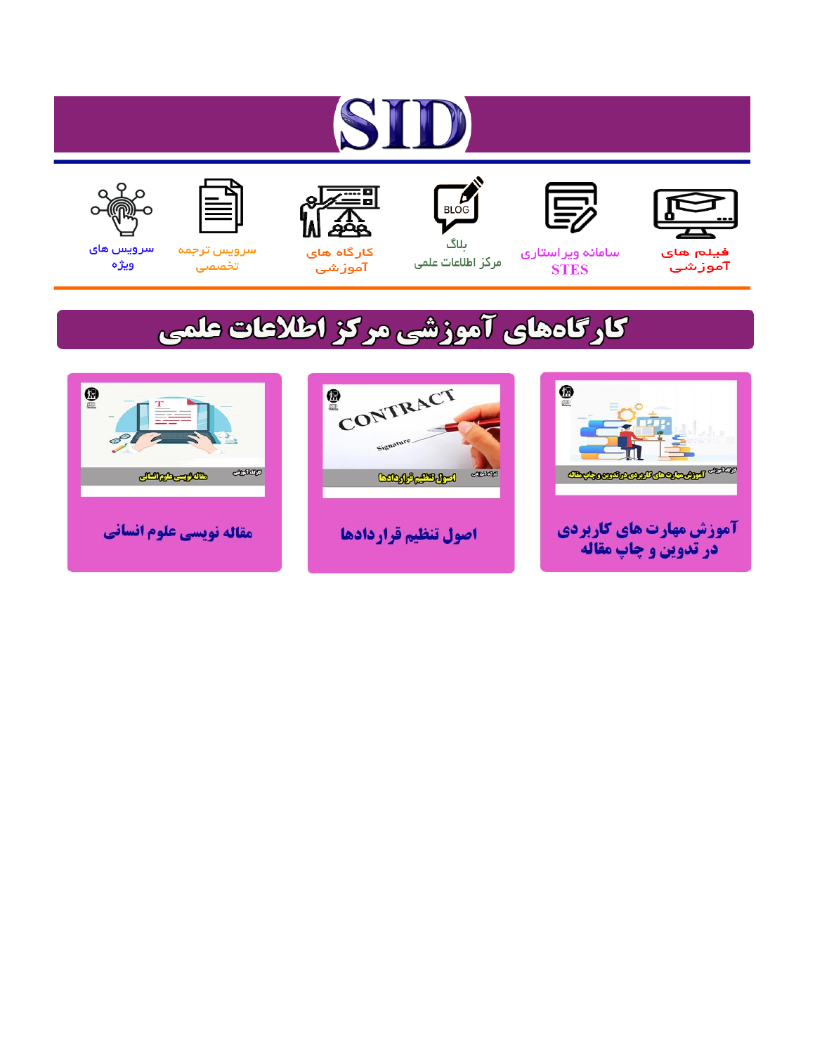# SID

فیلم های آموزشی

سامانه ویراستاری STES

بلاگ مرکز اطلاعات علمی

کارگاه های آموزشی

سرویس ترجمه تخصصی

سرویس های ویژه

## کارگاه‌های آموزشی مرکز اطلاعات علمی

آموزش مهارت های کاربردی در تدوین و چاپ مقاله

اصول تنظیم قراردادها

مقاله نویسی علوم انسانی